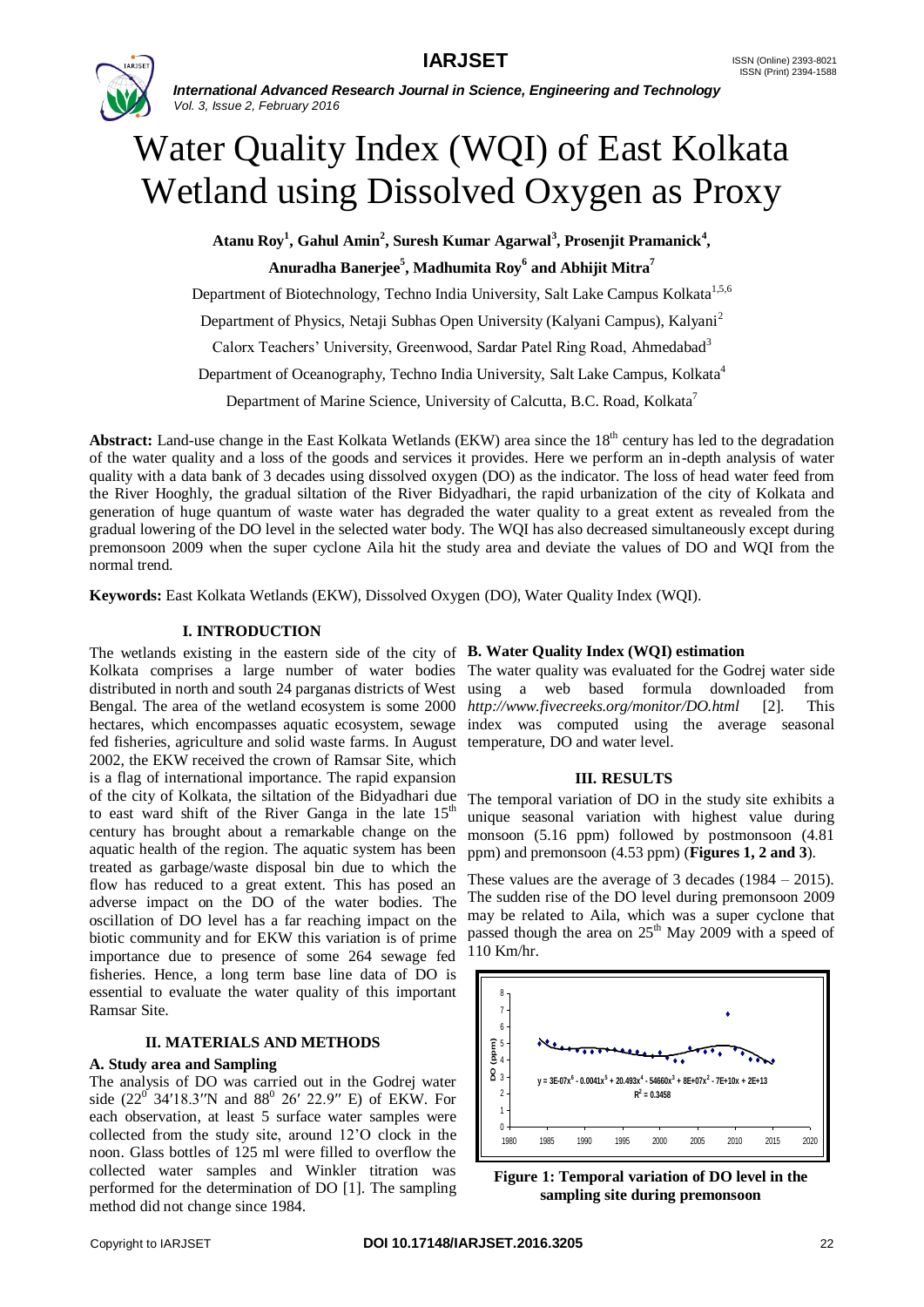# Water Quality Index (WQI) of East Kolkata Wetland using Dissolved Oxygen as Proxy

**Atanu Roy[1], Gahul Amin[2], Suresh Kumar Agarwal[3], Prosenjit Pramanick[4], Anuradha Banerjee[5], Madhumita Roy[6] and Abhijit Mitra[7]**

Department of Biotechnology, Techno India University, Salt Lake Campus Kolkata[1,5,6]

Department of Physics, Netaji Subhas Open University (Kalyani Campus), Kalyani[2]

Calorx Teachers' University, Greenwood, Sardar Patel Ring Road, Ahmedabad[3]

Department of Oceanography, Techno India University, Salt Lake Campus, Kolkata[4]

Department of Marine Science, University of Calcutta, B.C. Road, Kolkata[7]

**Abstract:** Land-use change in the East Kolkata Wetlands (EKW) area since the 18th century has led to the degradation of the water quality and a loss of the goods and services it provides. Here we perform an in-depth analysis of water quality with a data bank of 3 decades using dissolved oxygen (DO) as the indicator. The loss of head water feed from the River Hooghly, the gradual siltation of the River Bidyadhari, the rapid urbanization of the city of Kolkata and generation of huge quantum of waste water has degraded the water quality to a great extent as revealed from the gradual lowering of the DO level in the selected water body. The WQI has also decreased simultaneously except during premonsoon 2009 when the super cyclone Aila hit the study area and deviate the values of DO and WQI from the normal trend.

**Keywords:** East Kolkata Wetlands (EKW), Dissolved Oxygen (DO), Water Quality Index (WQI).

## I. INTRODUCTION

The wetlands existing in the eastern side of the city of Kolkata comprises a large number of water bodies distributed in north and south 24 parganas districts of West Bengal. The area of the wetland ecosystem is some 2000 hectares, which encompasses aquatic ecosystem, sewage fed fisheries, agriculture and solid waste farms. In August 2002, the EKW received the crown of Ramsar Site, which is a flag of international importance. The rapid expansion of the city of Kolkata, the siltation of the Bidyadhari due to east ward shift of the River Ganga in the late 15th century has brought about a remarkable change on the aquatic health of the region. The aquatic system has been treated as garbage/waste disposal bin due to which the flow has reduced to a great extent. This has posed an adverse impact on the DO of the water bodies. The oscillation of DO level has a far reaching impact on the biotic community and for EKW this variation is of prime importance due to presence of some 264 sewage fed fisheries. Hence, a long term base line data of DO is essential to evaluate the water quality of this important Ramsar Site.

## II. MATERIALS AND METHODS

### A. Study area and Sampling

The analysis of DO was carried out in the Godrej water side ($22^0$ 34′18.3″N and $88^0$ 26′ 22.9″ E) of EKW. For each observation, at least 5 surface water samples were collected from the study site, around 12'O clock in the noon. Glass bottles of 125 ml were filled to overflow the collected water samples and Winkler titration was performed for the determination of DO [1]. The sampling method did not change since 1984.

### B. Water Quality Index (WQI) estimation

The water quality was evaluated for the Godrej water side using a web based formula downloaded from *http://www.fivecreeks.org/monitor/DO.html* [2]. This index was computed using the average seasonal temperature, DO and water level.

## III. RESULTS

The temporal variation of DO in the study site exhibits a unique seasonal variation with highest value during monsoon (5.16 ppm) followed by postmonsoon (4.81 ppm) and premonsoon (4.53 ppm) (**Figures 1, 2 and 3**).

These values are the average of 3 decades (1984 – 2015). The sudden rise of the DO level during premonsoon 2009 may be related to Aila, which was a super cyclone that passed though the area on 25th May 2009 with a speed of 110 Km/hr.

$y = 3E\text{-}07x^6 - 0.0041x^5 + 20.493x^4 - 54660x^3 + 8E{+}07x^2 - 7E{+}10x + 2E{+}13$

$R^2 = 0.3458$

**Figure 1: Temporal variation of DO level in the sampling site during premonsoon**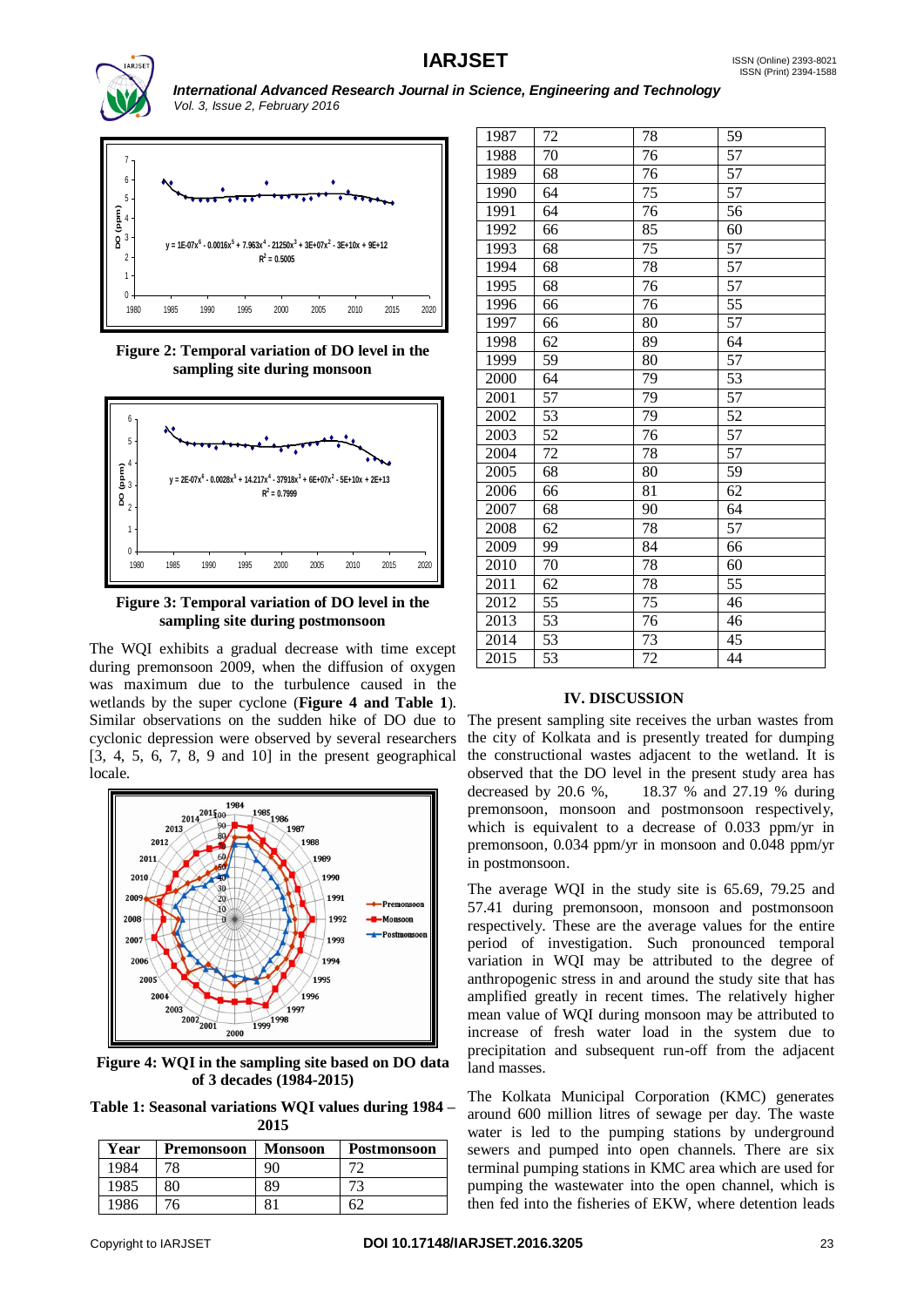Figure 2: Temporal variation of DO level in the sampling site during monsoon

Figure 3: Temporal variation of DO level in the sampling site during postmonsoon

The WQI exhibits a gradual decrease with time except during premonsoon 2009, when the diffusion of oxygen was maximum due to the turbulence caused in the wetlands by the super cyclone (**Figure 4 and Table 1**). Similar observations on the sudden hike of DO due to cyclonic depression were observed by several researchers [3, 4, 5, 6, 7, 8, 9 and 10] in the present geographical locale.

**Figure 4: WQI in the sampling site based on DO data of 3 decades (1984-2015)**

**Table 1: Seasonal variations WQI values during 1984 – 2015**

| Year | Premonsoon | Monsoon | Postmonsoon |
|---|---|---|---|
| 1984 | 78 | 90 | 72 |
| 1985 | 80 | 89 | 73 |
| 1986 | 76 | 81 | 62 |
| 1987 | 72 | 78 | 59 |
| 1988 | 70 | 76 | 57 |
| 1989 | 68 | 76 | 57 |
| 1990 | 64 | 75 | 57 |
| 1991 | 64 | 76 | 56 |
| 1992 | 66 | 85 | 60 |
| 1993 | 68 | 75 | 57 |
| 1994 | 68 | 78 | 57 |
| 1995 | 68 | 76 | 57 |
| 1996 | 66 | 76 | 55 |
| 1997 | 66 | 80 | 57 |
| 1998 | 62 | 89 | 64 |
| 1999 | 59 | 80 | 57 |
| 2000 | 64 | 79 | 53 |
| 2001 | 57 | 79 | 57 |
| 2002 | 53 | 79 | 52 |
| 2003 | 52 | 76 | 57 |
| 2004 | 72 | 78 | 57 |
| 2005 | 68 | 80 | 59 |
| 2006 | 66 | 81 | 62 |
| 2007 | 68 | 90 | 64 |
| 2008 | 62 | 78 | 57 |
| 2009 | 99 | 84 | 66 |
| 2010 | 70 | 78 | 60 |
| 2011 | 62 | 78 | 55 |
| 2012 | 55 | 75 | 46 |
| 2013 | 53 | 76 | 46 |
| 2014 | 53 | 73 | 45 |
| 2015 | 53 | 72 | 44 |

## IV. DISCUSSION

The present sampling site receives the urban wastes from the city of Kolkata and is presently treated for dumping the constructional wastes adjacent to the wetland. It is observed that the DO level in the present study area has decreased by 20.6 %, 18.37 % and 27.19 % during premonsoon, monsoon and postmonsoon respectively, which is equivalent to a decrease of 0.033 ppm/yr in premonsoon, 0.034 ppm/yr in monsoon and 0.048 ppm/yr in postmonsoon.

The average WQI in the study site is 65.69, 79.25 and 57.41 during premonsoon, monsoon and postmonsoon respectively. These are the average values for the entire period of investigation. Such pronounced temporal variation in WQI may be attributed to the degree of anthropogenic stress in and around the study site that has amplified greatly in recent times. The relatively higher mean value of WQI during monsoon may be attributed to increase of fresh water load in the system due to precipitation and subsequent run-off from the adjacent land masses.

The Kolkata Municipal Corporation (KMC) generates around 600 million litres of sewage per day. The waste water is led to the pumping stations by underground sewers and pumped into open channels. There are six terminal pumping stations in KMC area which are used for pumping the wastewater into the open channel, which is then fed into the fisheries of EKW, where detention leads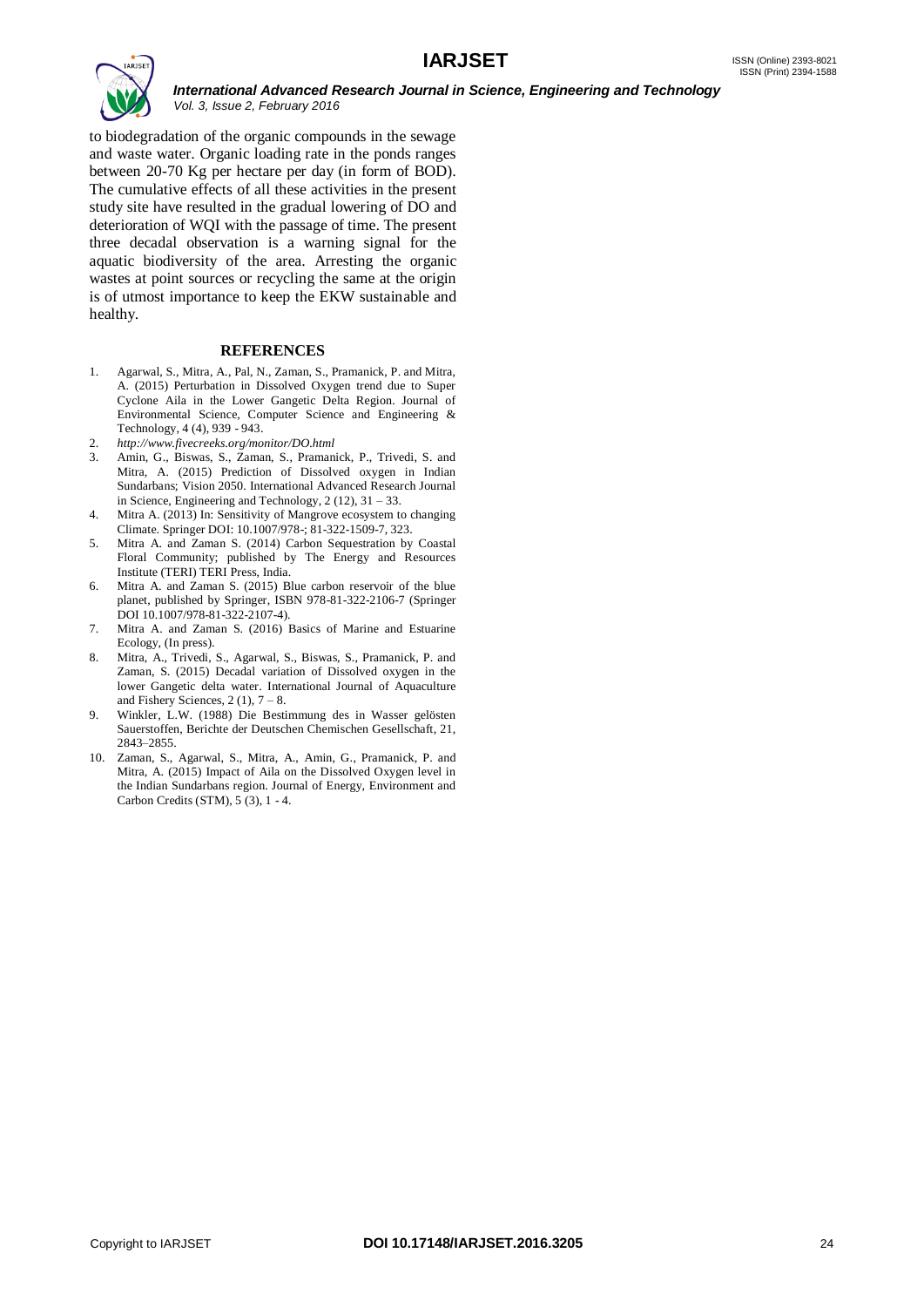to biodegradation of the organic compounds in the sewage and waste water. Organic loading rate in the ponds ranges between 20-70 Kg per hectare per day (in form of BOD). The cumulative effects of all these activities in the present study site have resulted in the gradual lowering of DO and deterioration of WQI with the passage of time. The present three decadal observation is a warning signal for the aquatic biodiversity of the area. Arresting the organic wastes at point sources or recycling the same at the origin is of utmost importance to keep the EKW sustainable and healthy.

## REFERENCES

1. Agarwal, S., Mitra, A., Pal, N., Zaman, S., Pramanick, P. and Mitra, A. (2015) Perturbation in Dissolved Oxygen trend due to Super Cyclone Aila in the Lower Gangetic Delta Region. Journal of Environmental Science, Computer Science and Engineering & Technology, 4 (4), 939 - 943.
2. *http://www.fivecreeks.org/monitor/DO.html*
3. Amin, G., Biswas, S., Zaman, S., Pramanick, P., Trivedi, S. and Mitra, A. (2015) Prediction of Dissolved oxygen in Indian Sundarbans; Vision 2050. International Advanced Research Journal in Science, Engineering and Technology, 2 (12), 31 – 33.
4. Mitra A. (2013) In: Sensitivity of Mangrove ecosystem to changing Climate. Springer DOI: 10.1007/978-; 81-322-1509-7, 323.
5. Mitra A. and Zaman S. (2014) Carbon Sequestration by Coastal Floral Community; published by The Energy and Resources Institute (TERI) TERI Press, India.
6. Mitra A. and Zaman S. (2015) Blue carbon reservoir of the blue planet, published by Springer, ISBN 978-81-322-2106-7 (Springer DOI 10.1007/978-81-322-2107-4).
7. Mitra A. and Zaman S. (2016) Basics of Marine and Estuarine Ecology, (In press).
8. Mitra, A., Trivedi, S., Agarwal, S., Biswas, S., Pramanick, P. and Zaman, S. (2015) Decadal variation of Dissolved oxygen in the lower Gangetic delta water. International Journal of Aquaculture and Fishery Sciences, 2 (1), 7 – 8.
9. Winkler, L.W. (1988) Die Bestimmung des in Wasser gelösten Sauerstoffen, Berichte der Deutschen Chemischen Gesellschaft, 21, 2843–2855.
10. Zaman, S., Agarwal, S., Mitra, A., Amin, G., Pramanick, P. and Mitra, A. (2015) Impact of Aila on the Dissolved Oxygen level in the Indian Sundarbans region. Journal of Energy, Environment and Carbon Credits (STM), 5 (3), 1 - 4.